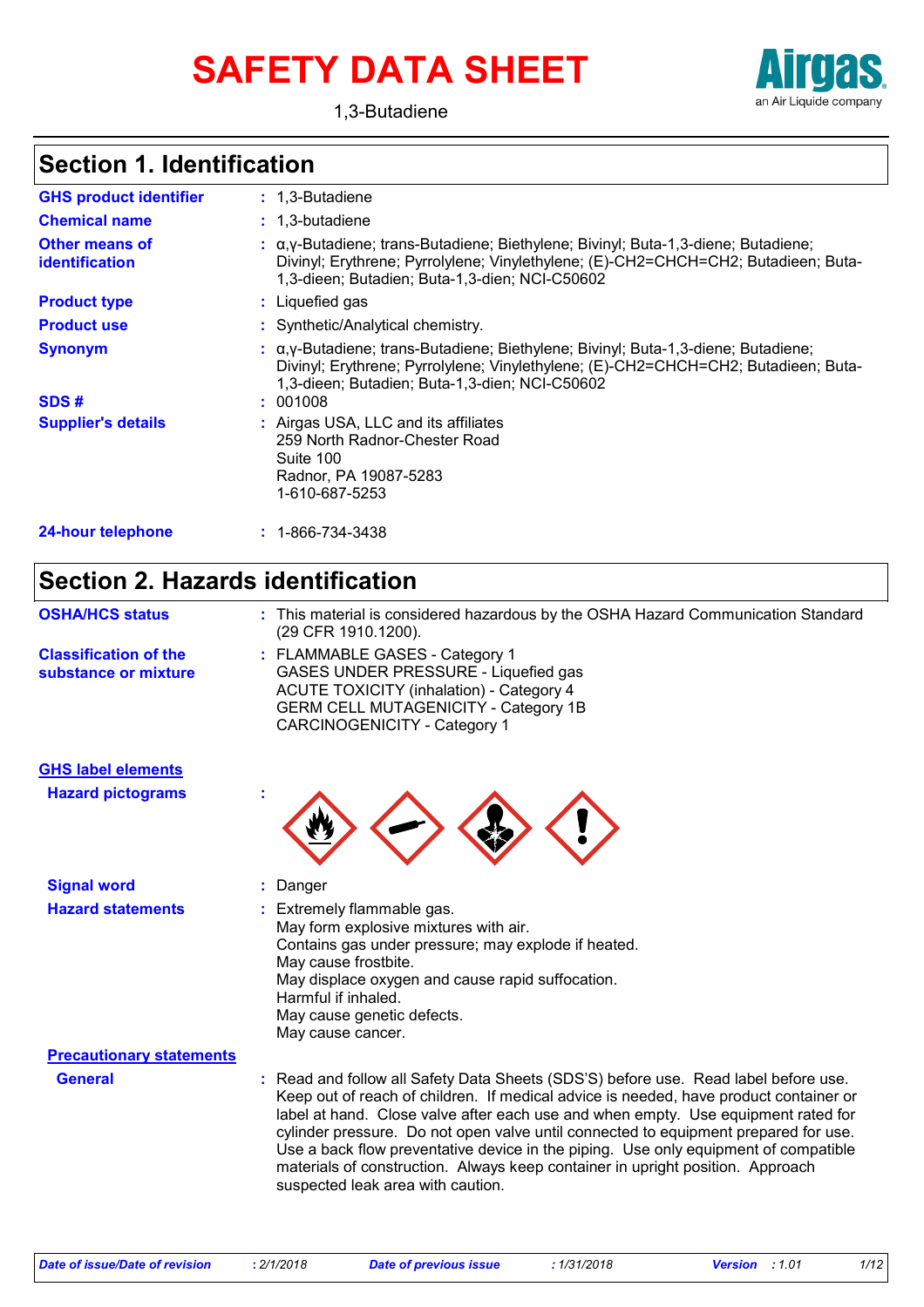# SAFETY DATA SHEET

1,3-Butadiene

## Section 1. Identification

| | | |
|---|---|---|
| **GHS product identifier** | : | 1,3-Butadiene |
| **Chemical name** | : | 1,3-butadiene |
| **Other means of identification** | : | α,γ-Butadiene; trans-Butadiene; Biethylene; Bivinyl; Buta-1,3-diene; Butadiene; Divinyl; Erythrene; Pyrrolylene; Vinylethylene; (E)-CH2=CHCH=CH2; Butadieen; Buta-1,3-dieen; Butadien; Buta-1,3-dien; NCI-C50602 |
| **Product type** | : | Liquefied gas |
| **Product use** | : | Synthetic/Analytical chemistry. |
| **Synonym** | : | α,γ-Butadiene; trans-Butadiene; Biethylene; Bivinyl; Buta-1,3-diene; Butadiene; Divinyl; Erythrene; Pyrrolylene; Vinylethylene; (E)-CH2=CHCH=CH2; Butadieen; Buta-1,3-dieen; Butadien; Buta-1,3-dien; NCI-C50602 |
| **SDS #** | : | 001008 |
| **Supplier's details** | : | Airgas USA, LLC and its affiliates<br>259 North Radnor-Chester Road<br>Suite 100<br>Radnor, PA 19087-5283<br>1-610-687-5253 |
| **24-hour telephone** | : | 1-866-734-3438 |

## Section 2. Hazards identification

| | | |
|---|---|---|
| **OSHA/HCS status** | : | This material is considered hazardous by the OSHA Hazard Communication Standard (29 CFR 1910.1200). |
| **Classification of the substance or mixture** | : | FLAMMABLE GASES - Category 1<br>GASES UNDER PRESSURE - Liquefied gas<br>ACUTE TOXICITY (inhalation) - Category 4<br>GERM CELL MUTAGENICITY - Category 1B<br>CARCINOGENICITY - Category 1 |

**GHS label elements**

| | | |
|---|---|---|
| **Hazard pictograms** | : | |
| **Signal word** | : | Danger |
| **Hazard statements** | : | Extremely flammable gas.<br>May form explosive mixtures with air.<br>Contains gas under pressure; may explode if heated.<br>May cause frostbite.<br>May displace oxygen and cause rapid suffocation.<br>Harmful if inhaled.<br>May cause genetic defects.<br>May cause cancer. |

**Precautionary statements**

| | | |
|---|---|---|
| **General** | : | Read and follow all Safety Data Sheets (SDS'S) before use. Read label before use. Keep out of reach of children. If medical advice is needed, have product container or label at hand. Close valve after each use and when empty. Use equipment rated for cylinder pressure. Do not open valve until connected to equipment prepared for use. Use a back flow preventative device in the piping. Use only equipment of compatible materials of construction. Always keep container in upright position. Approach suspected leak area with caution. |

*Date of issue/Date of revision* : 2/1/2018 *Date of previous issue* : 1/31/2018 *Version* : 1.01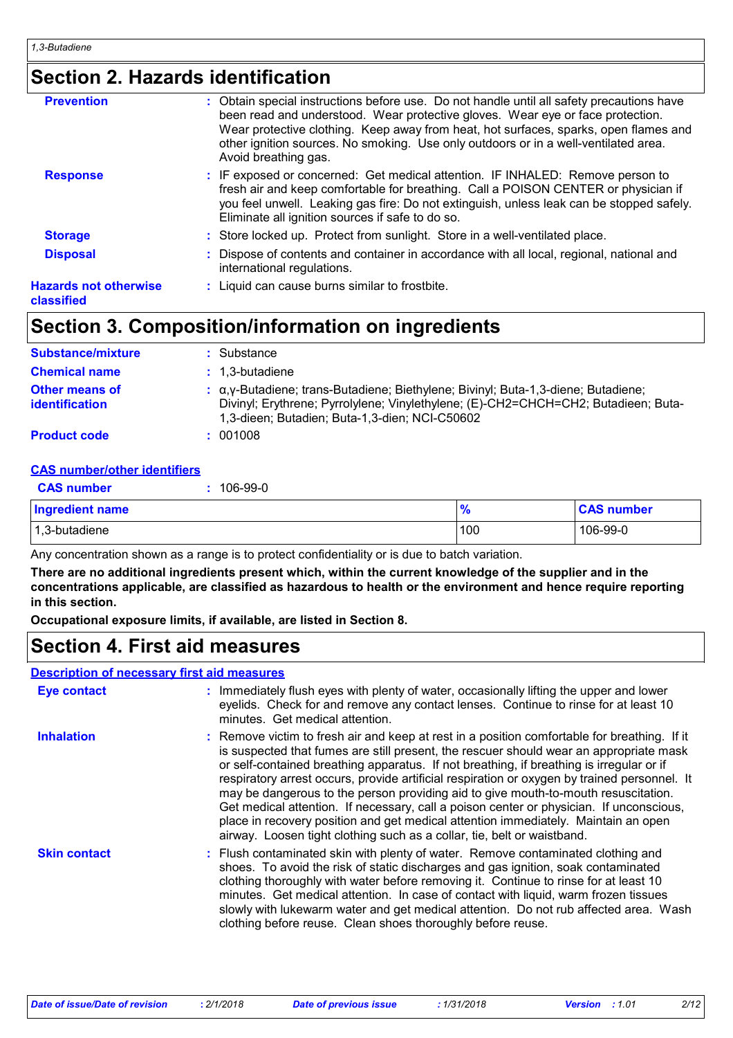## Section 2. Hazards identification

**Prevention** : Obtain special instructions before use. Do not handle until all safety precautions have been read and understood. Wear protective gloves. Wear eye or face protection. Wear protective clothing. Keep away from heat, hot surfaces, sparks, open flames and other ignition sources. No smoking. Use only outdoors or in a well-ventilated area. Avoid breathing gas.

**Response** : IF exposed or concerned: Get medical attention. IF INHALED: Remove person to fresh air and keep comfortable for breathing. Call a POISON CENTER or physician if you feel unwell. Leaking gas fire: Do not extinguish, unless leak can be stopped safely. Eliminate all ignition sources if safe to do so.

**Storage** : Store locked up. Protect from sunlight. Store in a well-ventilated place.

**Disposal** : Dispose of contents and container in accordance with all local, regional, national and international regulations.

**Hazards not otherwise classified** : Liquid can cause burns similar to frostbite.

## Section 3. Composition/information on ingredients

**Substance/mixture** : Substance

**Chemical name** : 1,3-butadiene

**Other means of identification** : α,γ-Butadiene; trans-Butadiene; Biethylene; Bivinyl; Buta-1,3-diene; Butadiene; Divinyl; Erythrene; Pyrrolylene; Vinylethylene; (E)-CH2=CHCH=CH2; Butadieen; Buta-1,3-dieen; Butadien; Buta-1,3-dien; NCI-C50602

**Product code** : 001008

**CAS number/other identifiers**

**CAS number** : 106-99-0

| Ingredient name | % | CAS number |
|---|---|---|
| 1,3-butadiene | 100 | 106-99-0 |

Any concentration shown as a range is to protect confidentiality or is due to batch variation.

**There are no additional ingredients present which, within the current knowledge of the supplier and in the concentrations applicable, are classified as hazardous to health or the environment and hence require reporting in this section.**

**Occupational exposure limits, if available, are listed in Section 8.**

## Section 4. First aid measures

**Description of necessary first aid measures**

**Eye contact** : Immediately flush eyes with plenty of water, occasionally lifting the upper and lower eyelids. Check for and remove any contact lenses. Continue to rinse for at least 10 minutes. Get medical attention.

**Inhalation** : Remove victim to fresh air and keep at rest in a position comfortable for breathing. If it is suspected that fumes are still present, the rescuer should wear an appropriate mask or self-contained breathing apparatus. If not breathing, if breathing is irregular or if respiratory arrest occurs, provide artificial respiration or oxygen by trained personnel. It may be dangerous to the person providing aid to give mouth-to-mouth resuscitation. Get medical attention. If necessary, call a poison center or physician. If unconscious, place in recovery position and get medical attention immediately. Maintain an open airway. Loosen tight clothing such as a collar, tie, belt or waistband.

**Skin contact** : Flush contaminated skin with plenty of water. Remove contaminated clothing and shoes. To avoid the risk of static discharges and gas ignition, soak contaminated clothing thoroughly with water before removing it. Continue to rinse for at least 10 minutes. Get medical attention. In case of contact with liquid, warm frozen tissues slowly with lukewarm water and get medical attention. Do not rub affected area. Wash clothing before reuse. Clean shoes thoroughly before reuse.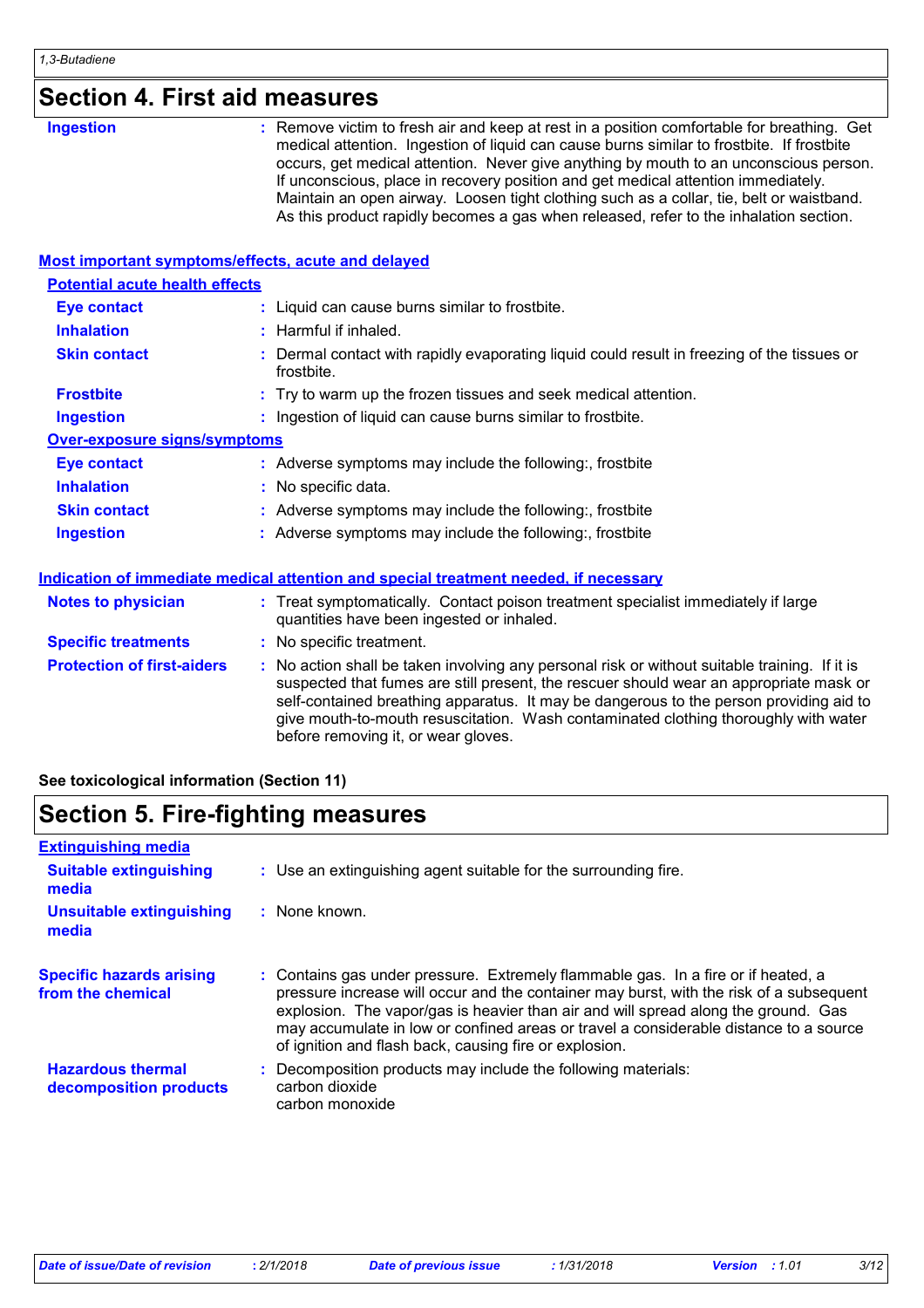## Section 4. First aid measures

| | |
|---|---|
| **Ingestion** | : Remove victim to fresh air and keep at rest in a position comfortable for breathing. Get medical attention. Ingestion of liquid can cause burns similar to frostbite. If frostbite occurs, get medical attention. Never give anything by mouth to an unconscious person. If unconscious, place in recovery position and get medical attention immediately. Maintain an open airway. Loosen tight clothing such as a collar, tie, belt or waistband. As this product rapidly becomes a gas when released, refer to the inhalation section. |

### Most important symptoms/effects, acute and delayed

**Potential acute health effects**

| | |
|---|---|
| **Eye contact** | : Liquid can cause burns similar to frostbite. |
| **Inhalation** | : Harmful if inhaled. |
| **Skin contact** | : Dermal contact with rapidly evaporating liquid could result in freezing of the tissues or frostbite. |
| **Frostbite** | : Try to warm up the frozen tissues and seek medical attention. |
| **Ingestion** | : Ingestion of liquid can cause burns similar to frostbite. |

**Over-exposure signs/symptoms**

| | |
|---|---|
| **Eye contact** | : Adverse symptoms may include the following:, frostbite |
| **Inhalation** | : No specific data. |
| **Skin contact** | : Adverse symptoms may include the following:, frostbite |
| **Ingestion** | : Adverse symptoms may include the following:, frostbite |

### Indication of immediate medical attention and special treatment needed, if necessary

| | |
|---|---|
| **Notes to physician** | : Treat symptomatically. Contact poison treatment specialist immediately if large quantities have been ingested or inhaled. |
| **Specific treatments** | : No specific treatment. |
| **Protection of first-aiders** | : No action shall be taken involving any personal risk or without suitable training. If it is suspected that fumes are still present, the rescuer should wear an appropriate mask or self-contained breathing apparatus. It may be dangerous to the person providing aid to give mouth-to-mouth resuscitation. Wash contaminated clothing thoroughly with water before removing it, or wear gloves. |

**See toxicological information (Section 11)**

## Section 5. Fire-fighting measures

### Extinguishing media

| | |
|---|---|
| **Suitable extinguishing media** | : Use an extinguishing agent suitable for the surrounding fire. |
| **Unsuitable extinguishing media** | : None known. |
| **Specific hazards arising from the chemical** | : Contains gas under pressure. Extremely flammable gas. In a fire or if heated, a pressure increase will occur and the container may burst, with the risk of a subsequent explosion. The vapor/gas is heavier than air and will spread along the ground. Gas may accumulate in low or confined areas or travel a considerable distance to a source of ignition and flash back, causing fire or explosion. |
| **Hazardous thermal decomposition products** | : Decomposition products may include the following materials: carbon dioxide carbon monoxide |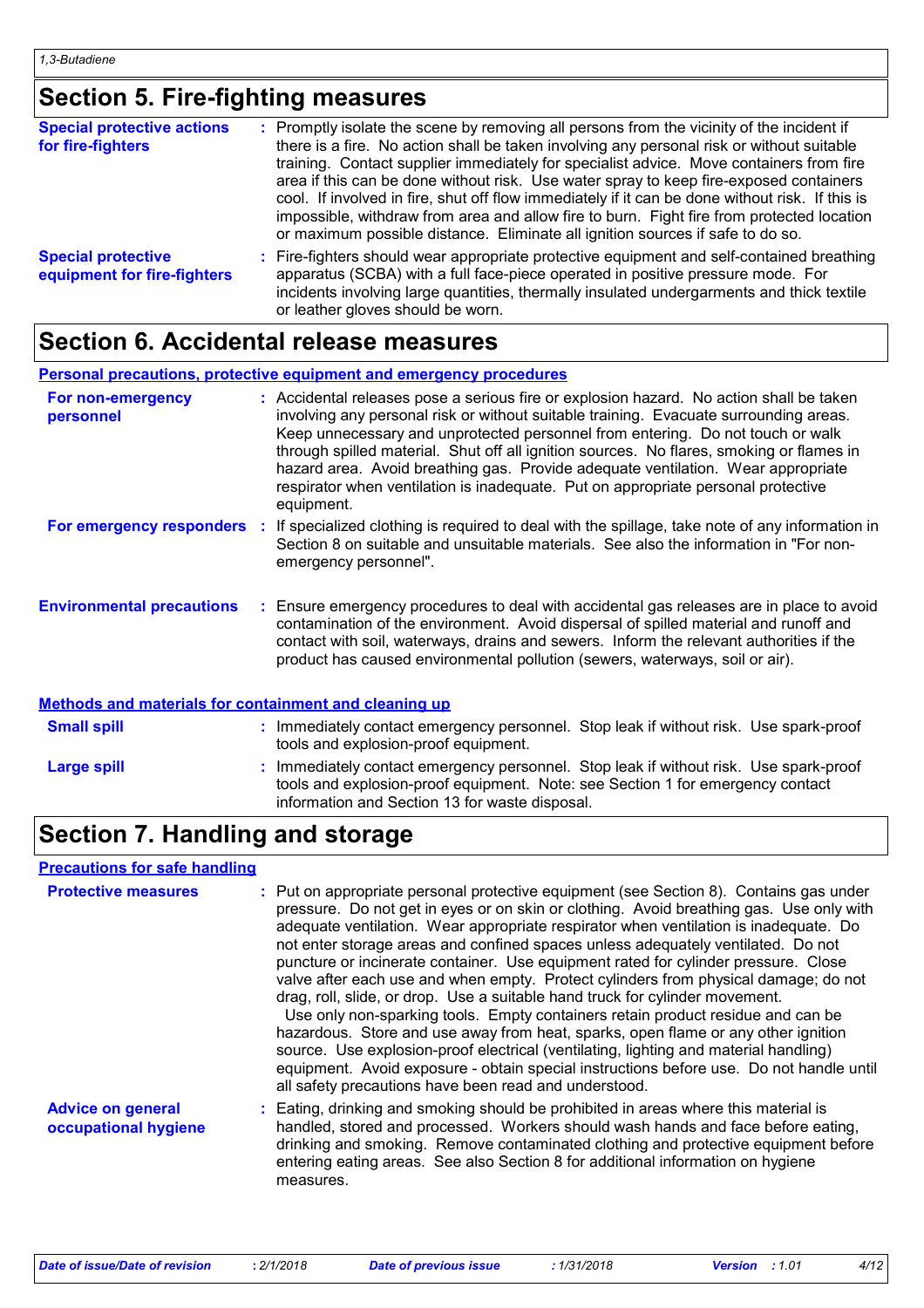## Section 5. Fire-fighting measures

**Special protective actions for fire-fighters** : Promptly isolate the scene by removing all persons from the vicinity of the incident if there is a fire. No action shall be taken involving any personal risk or without suitable training. Contact supplier immediately for specialist advice. Move containers from fire area if this can be done without risk. Use water spray to keep fire-exposed containers cool. If involved in fire, shut off flow immediately if it can be done without risk. If this is impossible, withdraw from area and allow fire to burn. Fight fire from protected location or maximum possible distance. Eliminate all ignition sources if safe to do so.

**Special protective equipment for fire-fighters** : Fire-fighters should wear appropriate protective equipment and self-contained breathing apparatus (SCBA) with a full face-piece operated in positive pressure mode. For incidents involving large quantities, thermally insulated undergarments and thick textile or leather gloves should be worn.

## Section 6. Accidental release measures

### Personal precautions, protective equipment and emergency procedures

**For non-emergency personnel** : Accidental releases pose a serious fire or explosion hazard. No action shall be taken involving any personal risk or without suitable training. Evacuate surrounding areas. Keep unnecessary and unprotected personnel from entering. Do not touch or walk through spilled material. Shut off all ignition sources. No flares, smoking or flames in hazard area. Avoid breathing gas. Provide adequate ventilation. Wear appropriate respirator when ventilation is inadequate. Put on appropriate personal protective equipment.

**For emergency responders** : If specialized clothing is required to deal with the spillage, take note of any information in Section 8 on suitable and unsuitable materials. See also the information in "For non-emergency personnel".

**Environmental precautions** : Ensure emergency procedures to deal with accidental gas releases are in place to avoid contamination of the environment. Avoid dispersal of spilled material and runoff and contact with soil, waterways, drains and sewers. Inform the relevant authorities if the product has caused environmental pollution (sewers, waterways, soil or air).

### Methods and materials for containment and cleaning up

**Small spill** : Immediately contact emergency personnel. Stop leak if without risk. Use spark-proof tools and explosion-proof equipment.

**Large spill** : Immediately contact emergency personnel. Stop leak if without risk. Use spark-proof tools and explosion-proof equipment. Note: see Section 1 for emergency contact information and Section 13 for waste disposal.

## Section 7. Handling and storage

### Precautions for safe handling

**Protective measures** : Put on appropriate personal protective equipment (see Section 8). Contains gas under pressure. Do not get in eyes or on skin or clothing. Avoid breathing gas. Use only with adequate ventilation. Wear appropriate respirator when ventilation is inadequate. Do not enter storage areas and confined spaces unless adequately ventilated. Do not puncture or incinerate container. Use equipment rated for cylinder pressure. Close valve after each use and when empty. Protect cylinders from physical damage; do not drag, roll, slide, or drop. Use a suitable hand truck for cylinder movement.
Use only non-sparking tools. Empty containers retain product residue and can be hazardous. Store and use away from heat, sparks, open flame or any other ignition source. Use explosion-proof electrical (ventilating, lighting and material handling) equipment. Avoid exposure - obtain special instructions before use. Do not handle until all safety precautions have been read and understood.

**Advice on general occupational hygiene** : Eating, drinking and smoking should be prohibited in areas where this material is handled, stored and processed. Workers should wash hands and face before eating, drinking and smoking. Remove contaminated clothing and protective equipment before entering eating areas. See also Section 8 for additional information on hygiene measures.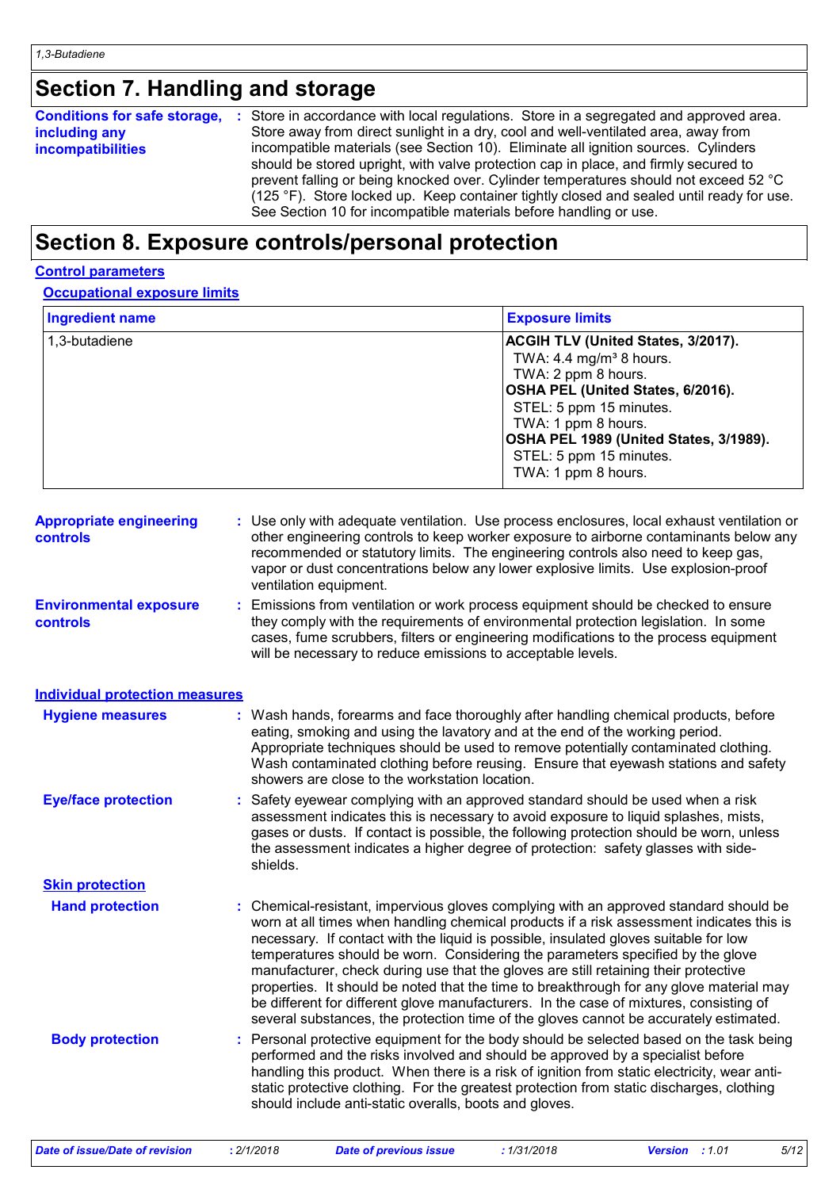# Section 7. Handling and storage

**Conditions for safe storage, including any incompatibilities** : Store in accordance with local regulations. Store in a segregated and approved area. Store away from direct sunlight in a dry, cool and well-ventilated area, away from incompatible materials (see Section 10). Eliminate all ignition sources. Cylinders should be stored upright, with valve protection cap in place, and firmly secured to prevent falling or being knocked over. Cylinder temperatures should not exceed 52 °C (125 °F). Store locked up. Keep container tightly closed and sealed until ready for use. See Section 10 for incompatible materials before handling or use.

# Section 8. Exposure controls/personal protection

## Control parameters

### Occupational exposure limits

| Ingredient name | Exposure limits |
| --- | --- |
| 1,3-butadiene | **ACGIH TLV (United States, 3/2017).**<br>TWA: 4.4 mg/m³ 8 hours.<br>TWA: 2 ppm 8 hours.<br>**OSHA PEL (United States, 6/2016).**<br>STEL: 5 ppm 15 minutes.<br>TWA: 1 ppm 8 hours.<br>**OSHA PEL 1989 (United States, 3/1989).**<br>STEL: 5 ppm 15 minutes.<br>TWA: 1 ppm 8 hours. |

**Appropriate engineering controls** : Use only with adequate ventilation. Use process enclosures, local exhaust ventilation or other engineering controls to keep worker exposure to airborne contaminants below any recommended or statutory limits. The engineering controls also need to keep gas, vapor or dust concentrations below any lower explosive limits. Use explosion-proof ventilation equipment.

**Environmental exposure controls** : Emissions from ventilation or work process equipment should be checked to ensure they comply with the requirements of environmental protection legislation. In some cases, fume scrubbers, filters or engineering modifications to the process equipment will be necessary to reduce emissions to acceptable levels.

## Individual protection measures

**Hygiene measures** : Wash hands, forearms and face thoroughly after handling chemical products, before eating, smoking and using the lavatory and at the end of the working period. Appropriate techniques should be used to remove potentially contaminated clothing. Wash contaminated clothing before reusing. Ensure that eyewash stations and safety showers are close to the workstation location.

**Eye/face protection** : Safety eyewear complying with an approved standard should be used when a risk assessment indicates this is necessary to avoid exposure to liquid splashes, mists, gases or dusts. If contact is possible, the following protection should be worn, unless the assessment indicates a higher degree of protection: safety glasses with side-shields.

### Skin protection

**Hand protection** : Chemical-resistant, impervious gloves complying with an approved standard should be worn at all times when handling chemical products if a risk assessment indicates this is necessary. If contact with the liquid is possible, insulated gloves suitable for low temperatures should be worn. Considering the parameters specified by the glove manufacturer, check during use that the gloves are still retaining their protective properties. It should be noted that the time to breakthrough for any glove material may be different for different glove manufacturers. In the case of mixtures, consisting of several substances, the protection time of the gloves cannot be accurately estimated.

**Body protection** : Personal protective equipment for the body should be selected based on the task being performed and the risks involved and should be approved by a specialist before handling this product. When there is a risk of ignition from static electricity, wear anti-static protective clothing. For the greatest protection from static discharges, clothing should include anti-static overalls, boots and gloves.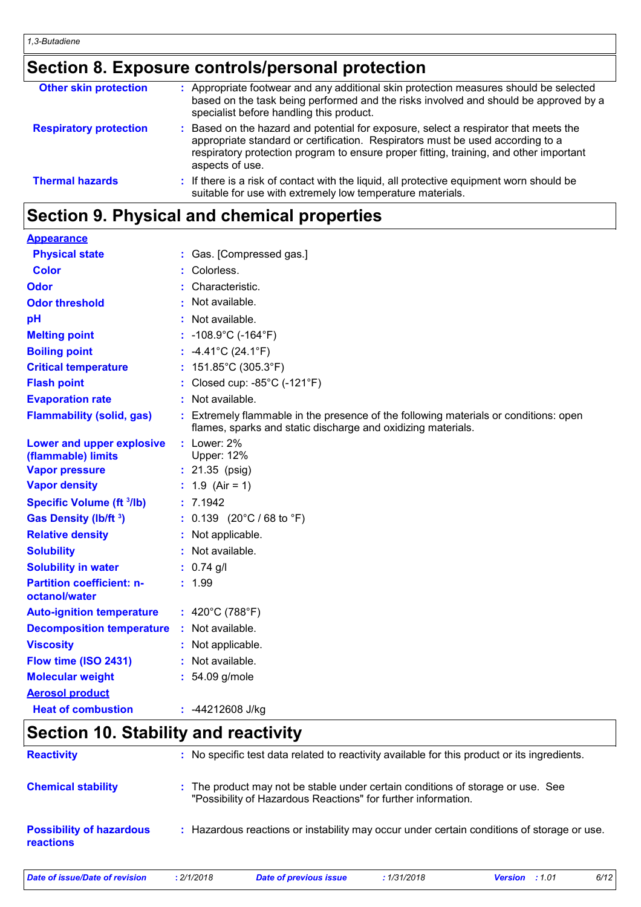## Section 8. Exposure controls/personal protection

| | |
|---|---|
| **Other skin protection** | : Appropriate footwear and any additional skin protection measures should be selected based on the task being performed and the risks involved and should be approved by a specialist before handling this product. |
| **Respiratory protection** | : Based on the hazard and potential for exposure, select a respirator that meets the appropriate standard or certification. Respirators must be used according to a respiratory protection program to ensure proper fitting, training, and other important aspects of use. |
| **Thermal hazards** | : If there is a risk of contact with the liquid, all protective equipment worn should be suitable for use with extremely low temperature materials. |

## Section 9. Physical and chemical properties

| | |
|---|---|
| **Appearance** | |
| **Physical state** | : Gas. [Compressed gas.] |
| **Color** | : Colorless. |
| **Odor** | : Characteristic. |
| **Odor threshold** | : Not available. |
| **pH** | : Not available. |
| **Melting point** | : -108.9°C (-164°F) |
| **Boiling point** | : -4.41°C (24.1°F) |
| **Critical temperature** | : 151.85°C (305.3°F) |
| **Flash point** | : Closed cup: -85°C (-121°F) |
| **Evaporation rate** | : Not available. |
| **Flammability (solid, gas)** | : Extremely flammable in the presence of the following materials or conditions: open flames, sparks and static discharge and oxidizing materials. |
| **Lower and upper explosive (flammable) limits** | : Lower: 2%<br>Upper: 12% |
| **Vapor pressure** | : 21.35 (psig) |
| **Vapor density** | : 1.9 (Air = 1) |
| **Specific Volume ($ft^3$/lb)** | : 7.1942 |
| **Gas Density (lb/$ft^3$)** | : 0.139 (20°C / 68 to °F) |
| **Relative density** | : Not applicable. |
| **Solubility** | : Not available. |
| **Solubility in water** | : 0.74 g/l |
| **Partition coefficient: n-octanol/water** | : 1.99 |
| **Auto-ignition temperature** | : 420°C (788°F) |
| **Decomposition temperature** | : Not available. |
| **Viscosity** | : Not applicable. |
| **Flow time (ISO 2431)** | : Not available. |
| **Molecular weight** | : 54.09 g/mole |
| **Aerosol product** | |
| **Heat of combustion** | : -44212608 J/kg |

## Section 10. Stability and reactivity

| | |
|---|---|
| **Reactivity** | : No specific test data related to reactivity available for this product or its ingredients. |
| **Chemical stability** | : The product may not be stable under certain conditions of storage or use. See "Possibility of Hazardous Reactions" for further information. |
| **Possibility of hazardous reactions** | : Hazardous reactions or instability may occur under certain conditions of storage or use. |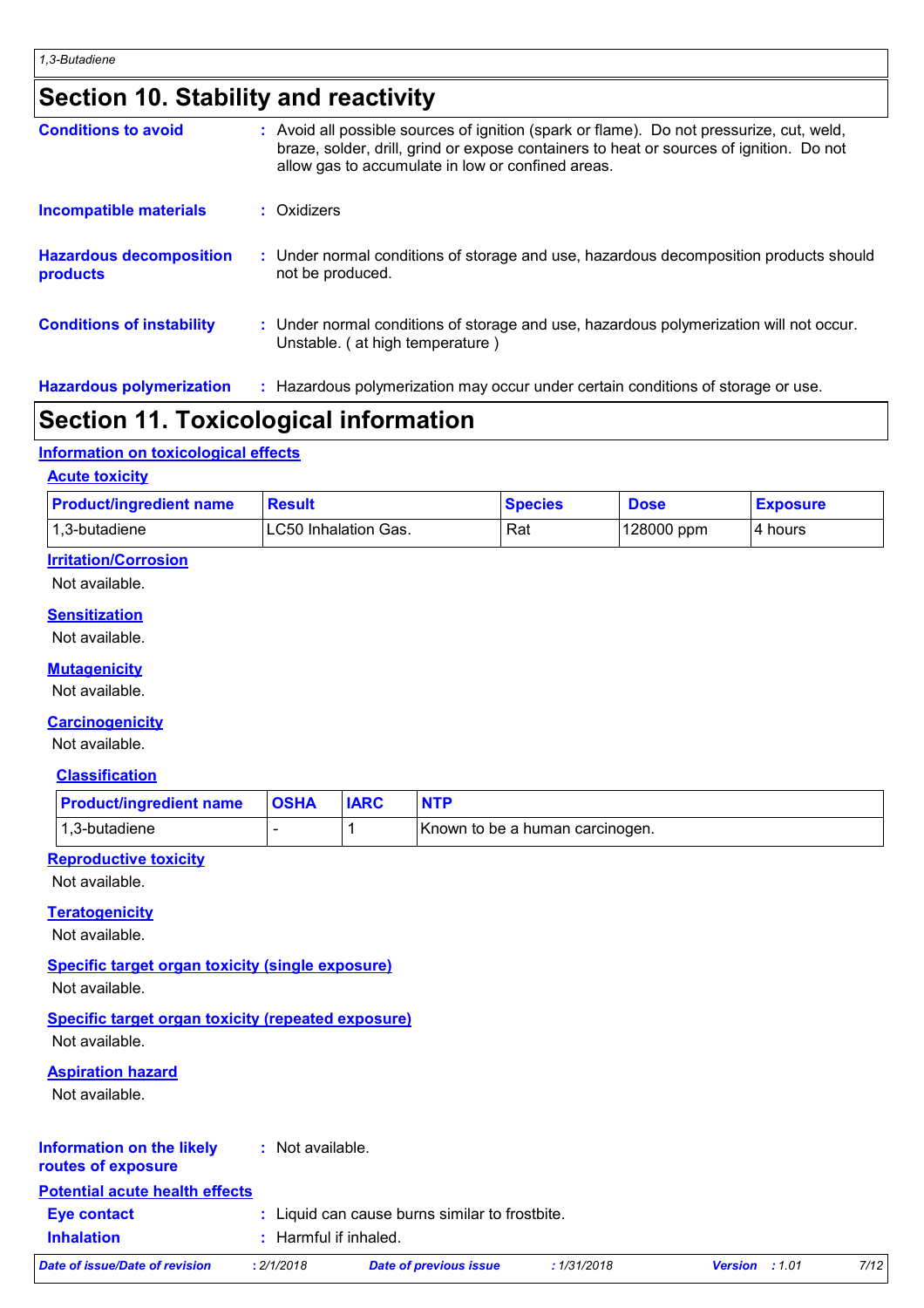# Section 10. Stability and reactivity

**Conditions to avoid** : Avoid all possible sources of ignition (spark or flame). Do not pressurize, cut, weld, braze, solder, drill, grind or expose containers to heat or sources of ignition. Do not allow gas to accumulate in low or confined areas.

**Incompatible materials** : Oxidizers

**Hazardous decomposition products** : Under normal conditions of storage and use, hazardous decomposition products should not be produced.

**Conditions of instability** : Under normal conditions of storage and use, hazardous polymerization will not occur. Unstable. ( at high temperature )

**Hazardous polymerization** : Hazardous polymerization may occur under certain conditions of storage or use.

# Section 11. Toxicological information

## Information on toxicological effects

### Acute toxicity

| Product/ingredient name | Result | Species | Dose | Exposure |
|---|---|---|---|---|
| 1,3-butadiene | LC50 Inhalation Gas. | Rat | 128000 ppm | 4 hours |

### Irritation/Corrosion

Not available.

### Sensitization

Not available.

### Mutagenicity

Not available.

### Carcinogenicity

Not available.

#### Classification

| Product/ingredient name | OSHA | IARC | NTP |
|---|---|---|---|
| 1,3-butadiene | - | 1 | Known to be a human carcinogen. |

### Reproductive toxicity

Not available.

### Teratogenicity

Not available.

### Specific target organ toxicity (single exposure)

Not available.

### Specific target organ toxicity (repeated exposure)

Not available.

### Aspiration hazard

Not available.

**Information on the likely routes of exposure** : Not available.

## Potential acute health effects

**Eye contact** : Liquid can cause burns similar to frostbite.

**Inhalation** : Harmful if inhaled.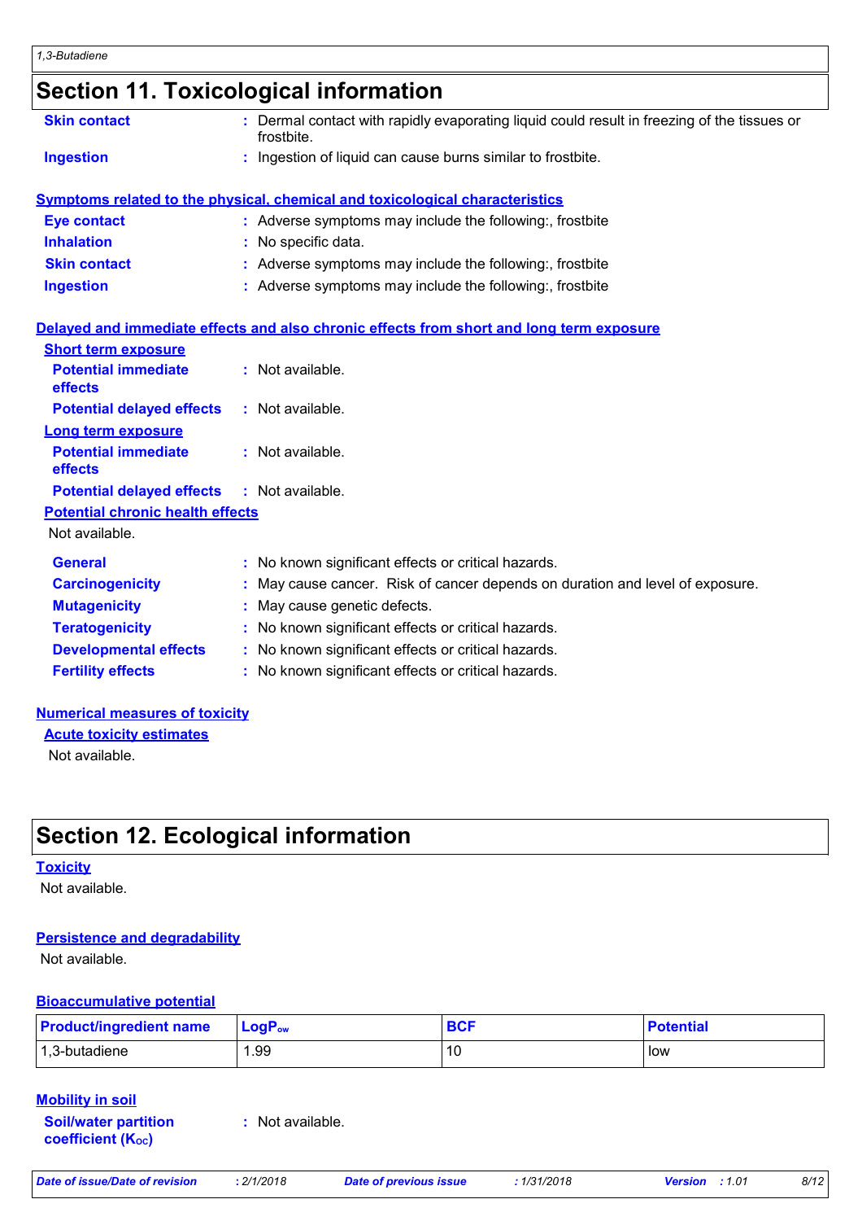# Section 11. Toxicological information

**Skin contact** : Dermal contact with rapidly evaporating liquid could result in freezing of the tissues or frostbite.

**Ingestion** : Ingestion of liquid can cause burns similar to frostbite.

## Symptoms related to the physical, chemical and toxicological characteristics

**Eye contact** : Adverse symptoms may include the following:, frostbite

**Inhalation** : No specific data.

**Skin contact** : Adverse symptoms may include the following:, frostbite

**Ingestion** : Adverse symptoms may include the following:, frostbite

## Delayed and immediate effects and also chronic effects from short and long term exposure

### Short term exposure

**Potential immediate effects** : Not available.

**Potential delayed effects** : Not available.

### Long term exposure

**Potential immediate effects** : Not available.

**Potential delayed effects** : Not available.

### Potential chronic health effects

Not available.

**General** : No known significant effects or critical hazards.

**Carcinogenicity** : May cause cancer. Risk of cancer depends on duration and level of exposure.

**Mutagenicity** : May cause genetic defects.

**Teratogenicity** : No known significant effects or critical hazards.

**Developmental effects** : No known significant effects or critical hazards.

**Fertility effects** : No known significant effects or critical hazards.

## Numerical measures of toxicity

### Acute toxicity estimates

Not available.

# Section 12. Ecological information

## Toxicity

Not available.

## Persistence and degradability

Not available.

## Bioaccumulative potential

| Product/ingredient name | $LogP_{ow}$ | BCF | Potential |
|---|---|---|---|
| 1,3-butadiene | 1.99 | 10 | low |

## Mobility in soil

**Soil/water partition coefficient ($K_{OC}$)** : Not available.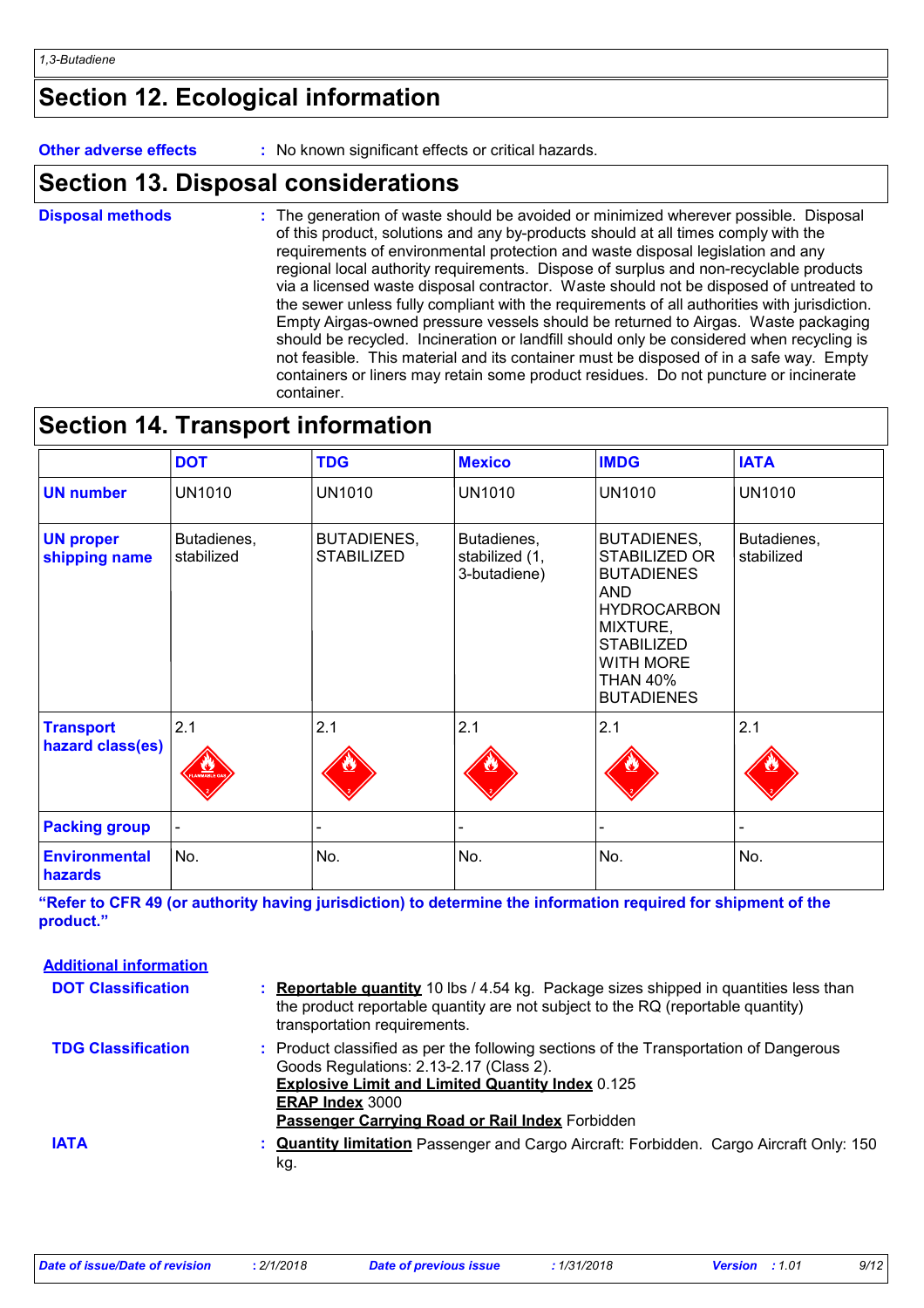## Section 12. Ecological information

**Other adverse effects** : No known significant effects or critical hazards.

## Section 13. Disposal considerations

**Disposal methods** : The generation of waste should be avoided or minimized wherever possible. Disposal of this product, solutions and any by-products should at all times comply with the requirements of environmental protection and waste disposal legislation and any regional local authority requirements. Dispose of surplus and non-recyclable products via a licensed waste disposal contractor. Waste should not be disposed of untreated to the sewer unless fully compliant with the requirements of all authorities with jurisdiction. Empty Airgas-owned pressure vessels should be returned to Airgas. Waste packaging should be recycled. Incineration or landfill should only be considered when recycling is not feasible. This material and its container must be disposed of in a safe way. Empty containers or liners may retain some product residues. Do not puncture or incinerate container.

## Section 14. Transport information

| | DOT | TDG | Mexico | IMDG | IATA |
|---|---|---|---|---|---|
| **UN number** | UN1010 | UN1010 | UN1010 | UN1010 | UN1010 |
| **UN proper shipping name** | Butadienes, stabilized | BUTADIENES, STABILIZED | Butadienes, stabilized (1, 3-butadiene) | BUTADIENES, STABILIZED OR BUTADIENES AND HYDROCARBON MIXTURE, STABILIZED WITH MORE THAN 40% BUTADIENES | Butadienes, stabilized |
| **Transport hazard class(es)** | 2.1 | 2.1 | 2.1 | 2.1 | 2.1 |
| **Packing group** | - | - | - | - | - |
| **Environmental hazards** | No. | No. | No. | No. | No. |

**"Refer to CFR 49 (or authority having jurisdiction) to determine the information required for shipment of the product."**

**Additional information**

**DOT Classification** : **Reportable quantity** 10 lbs / 4.54 kg. Package sizes shipped in quantities less than the product reportable quantity are not subject to the RQ (reportable quantity) transportation requirements.

**TDG Classification** : Product classified as per the following sections of the Transportation of Dangerous Goods Regulations: 2.13-2.17 (Class 2).
**Explosive Limit and Limited Quantity Index** 0.125
**ERAP Index** 3000
**Passenger Carrying Road or Rail Index** Forbidden

**IATA** : **Quantity limitation** Passenger and Cargo Aircraft: Forbidden. Cargo Aircraft Only: 150 kg.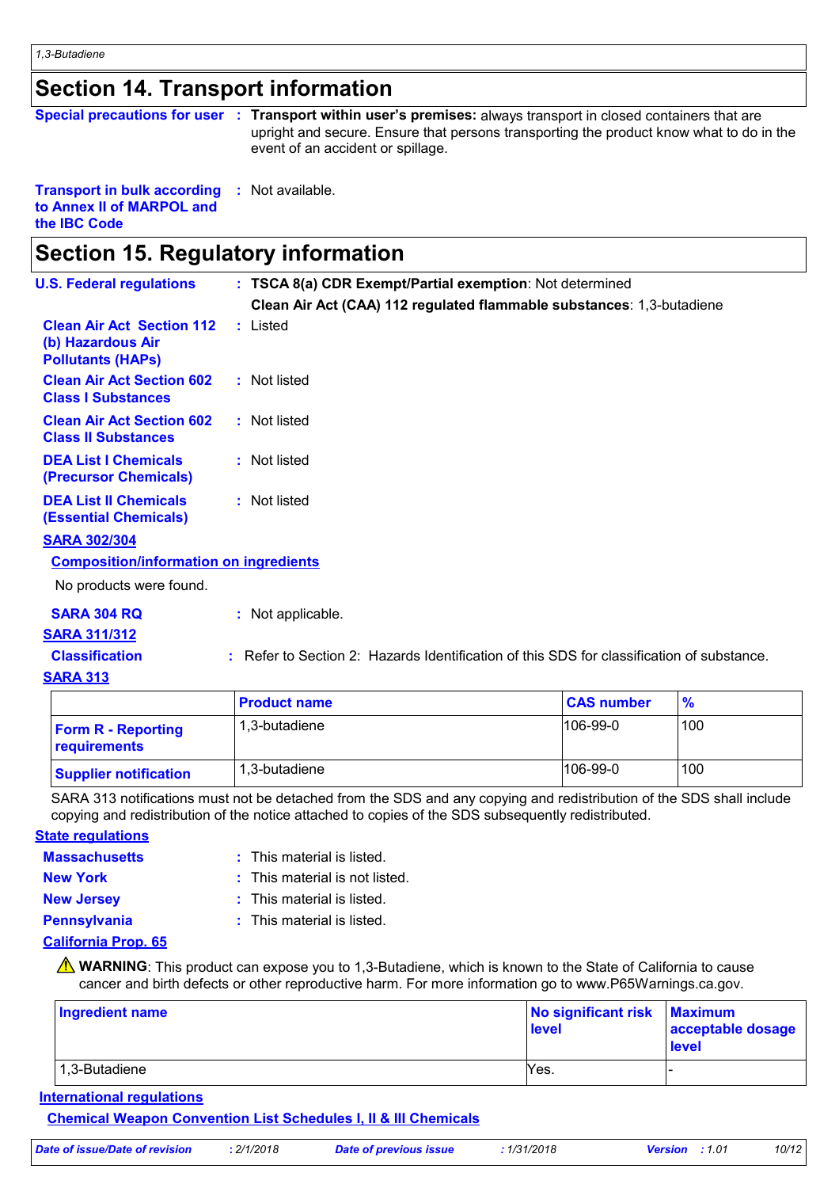## Section 14. Transport information

**Special precautions for user** : **Transport within user's premises:** always transport in closed containers that are upright and secure. Ensure that persons transporting the product know what to do in the event of an accident or spillage.

**Transport in bulk according to Annex II of MARPOL and the IBC Code** : Not available.

## Section 15. Regulatory information

**U.S. Federal regulations** : **TSCA 8(a) CDR Exempt/Partial exemption**: Not determined

**Clean Air Act (CAA) 112 regulated flammable substances**: 1,3-butadiene

**Clean Air Act Section 112 (b) Hazardous Air Pollutants (HAPs)** : Listed

**Clean Air Act Section 602 Class I Substances** : Not listed

**Clean Air Act Section 602 Class II Substances** : Not listed

**DEA List I Chemicals (Precursor Chemicals)** : Not listed

**DEA List II Chemicals (Essential Chemicals)** : Not listed

**SARA 302/304**

**Composition/information on ingredients**

No products were found.

**SARA 304 RQ** : Not applicable.

**SARA 311/312**

**Classification** : Refer to Section 2: Hazards Identification of this SDS for classification of substance.

**SARA 313**

| | Product name | CAS number | % |
|---|---|---|---|
| **Form R - Reporting requirements** | 1,3-butadiene | 106-99-0 | 100 |
| **Supplier notification** | 1,3-butadiene | 106-99-0 | 100 |

SARA 313 notifications must not be detached from the SDS and any copying and redistribution of the SDS shall include copying and redistribution of the notice attached to copies of the SDS subsequently redistributed.

**State regulations**

**Massachusetts** : This material is listed.

**New York** : This material is not listed.

**New Jersey** : This material is listed.

**Pennsylvania** : This material is listed.

**California Prop. 65**

⚠ **WARNING**: This product can expose you to 1,3-Butadiene, which is known to the State of California to cause cancer and birth defects or other reproductive harm. For more information go to www.P65Warnings.ca.gov.

| Ingredient name | No significant risk level | Maximum acceptable dosage level |
|---|---|---|
| 1,3-Butadiene | Yes. | - |

**International regulations**

**Chemical Weapon Convention List Schedules I, II & III Chemicals**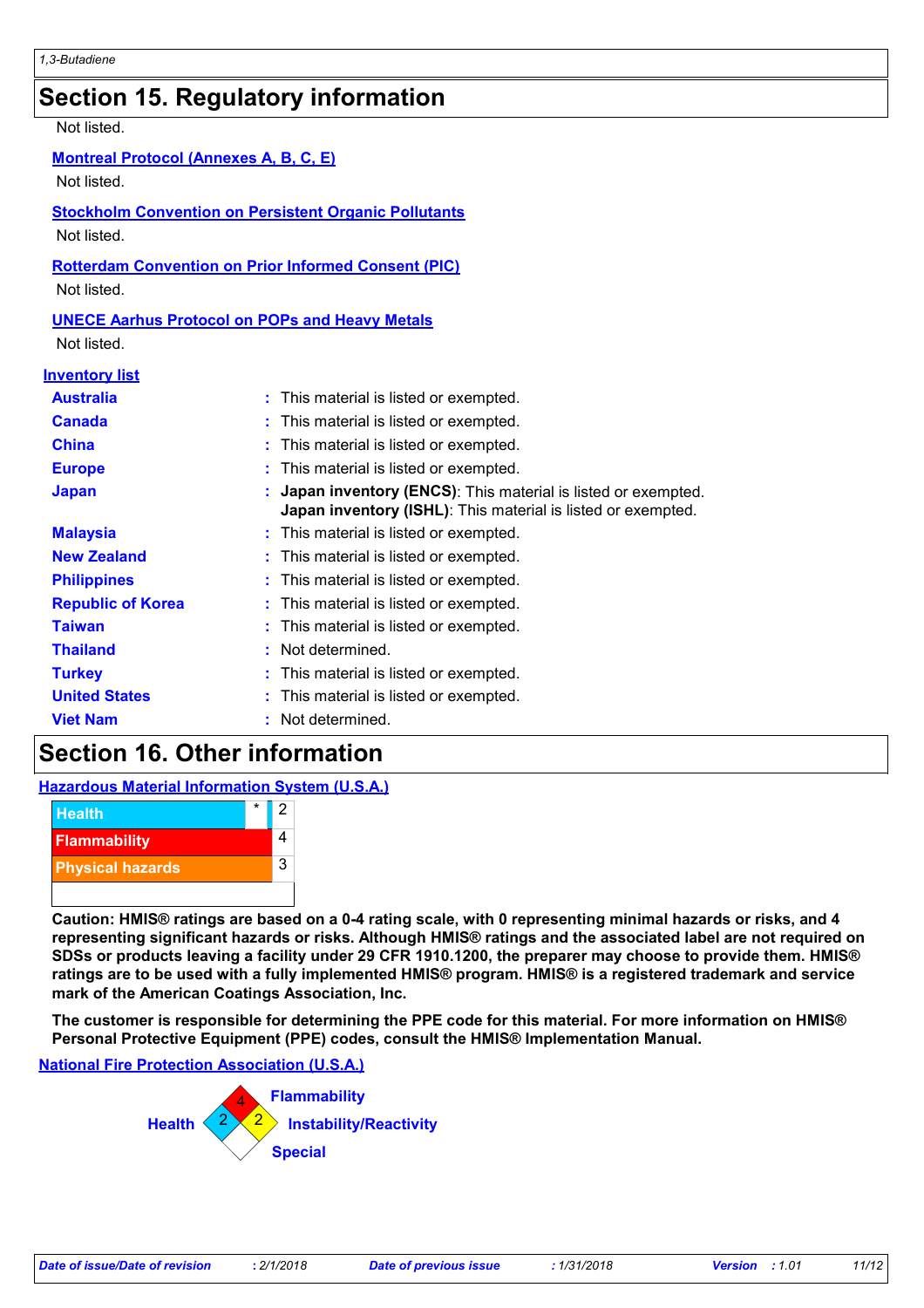## Section 15. Regulatory information

Not listed.

**Montreal Protocol (Annexes A, B, C, E)**

Not listed.

**Stockholm Convention on Persistent Organic Pollutants**

Not listed.

**Rotterdam Convention on Prior Informed Consent (PIC)**

Not listed.

**UNECE Aarhus Protocol on POPs and Heavy Metals**

Not listed.

**Inventory list**

| | |
|---|---|
| **Australia** | : This material is listed or exempted. |
| **Canada** | : This material is listed or exempted. |
| **China** | : This material is listed or exempted. |
| **Europe** | : This material is listed or exempted. |
| **Japan** | : **Japan inventory (ENCS)**: This material is listed or exempted. **Japan inventory (ISHL)**: This material is listed or exempted. |
| **Malaysia** | : This material is listed or exempted. |
| **New Zealand** | : This material is listed or exempted. |
| **Philippines** | : This material is listed or exempted. |
| **Republic of Korea** | : This material is listed or exempted. |
| **Taiwan** | : This material is listed or exempted. |
| **Thailand** | : Not determined. |
| **Turkey** | : This material is listed or exempted. |
| **United States** | : This material is listed or exempted. |
| **Viet Nam** | : Not determined. |

## Section 16. Other information

**Hazardous Material Information System (U.S.A.)**

| | | |
|---|---|---|
| Health | * | 2 |
| Flammability | | 4 |
| Physical hazards | | 3 |

**Caution: HMIS® ratings are based on a 0-4 rating scale, with 0 representing minimal hazards or risks, and 4 representing significant hazards or risks. Although HMIS® ratings and the associated label are not required on SDSs or products leaving a facility under 29 CFR 1910.1200, the preparer may choose to provide them. HMIS® ratings are to be used with a fully implemented HMIS® program. HMIS® is a registered trademark and service mark of the American Coatings Association, Inc.**

**The customer is responsible for determining the PPE code for this material. For more information on HMIS® Personal Protective Equipment (PPE) codes, consult the HMIS® Implementation Manual.**

**National Fire Protection Association (U.S.A.)**

- Flammability: 4
- Health: 2
- Instability/Reactivity: 2
- Special: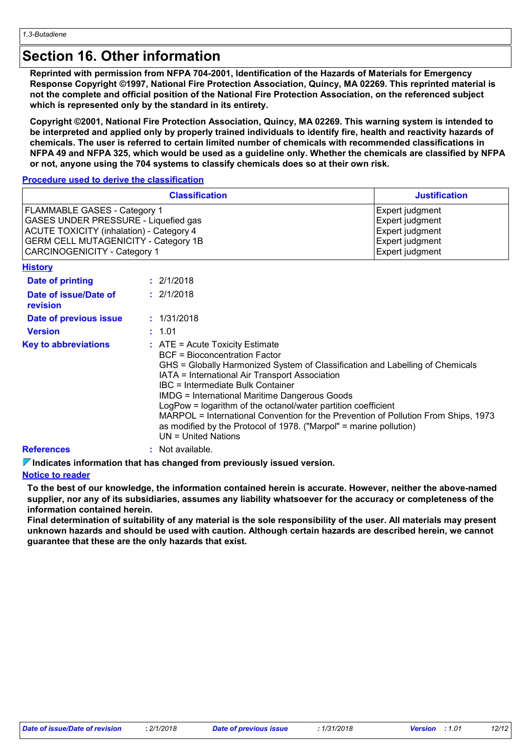# Section 16. Other information

**Reprinted with permission from NFPA 704-2001, Identification of the Hazards of Materials for Emergency Response Copyright ©1997, National Fire Protection Association, Quincy, MA 02269. This reprinted material is not the complete and official position of the National Fire Protection Association, on the referenced subject which is represented only by the standard in its entirety.**

**Copyright ©2001, National Fire Protection Association, Quincy, MA 02269. This warning system is intended to be interpreted and applied only by properly trained individuals to identify fire, health and reactivity hazards of chemicals. The user is referred to certain limited number of chemicals with recommended classifications in NFPA 49 and NFPA 325, which would be used as a guideline only. Whether the chemicals are classified by NFPA or not, anyone using the 704 systems to classify chemicals does so at their own risk.**

**Procedure used to derive the classification**

| Classification | Justification |
| --- | --- |
| FLAMMABLE GASES - Category 1 | Expert judgment |
| GASES UNDER PRESSURE - Liquefied gas | Expert judgment |
| ACUTE TOXICITY (inhalation) - Category 4 | Expert judgment |
| GERM CELL MUTAGENICITY - Category 1B | Expert judgment |
| CARCINOGENICITY - Category 1 | Expert judgment |

**History**

**Date of printing** : 2/1/2018

**Date of issue/Date of revision** : 2/1/2018

**Date of previous issue** : 1/31/2018

**Version** : 1.01

**Key to abbreviations** :
ATE = Acute Toxicity Estimate
BCF = Bioconcentration Factor
GHS = Globally Harmonized System of Classification and Labelling of Chemicals
IATA = International Air Transport Association
IBC = Intermediate Bulk Container
IMDG = International Maritime Dangerous Goods
LogPow = logarithm of the octanol/water partition coefficient
MARPOL = International Convention for the Prevention of Pollution From Ships, 1973 as modified by the Protocol of 1978. ("Marpol" = marine pollution)
UN = United Nations

**References** : Not available.

**Indicates information that has changed from previously issued version.**

**Notice to reader**

**To the best of our knowledge, the information contained herein is accurate. However, neither the above-named supplier, nor any of its subsidiaries, assumes any liability whatsoever for the accuracy or completeness of the information contained herein.**

**Final determination of suitability of any material is the sole responsibility of the user. All materials may present unknown hazards and should be used with caution. Although certain hazards are described herein, we cannot guarantee that these are the only hazards that exist.**